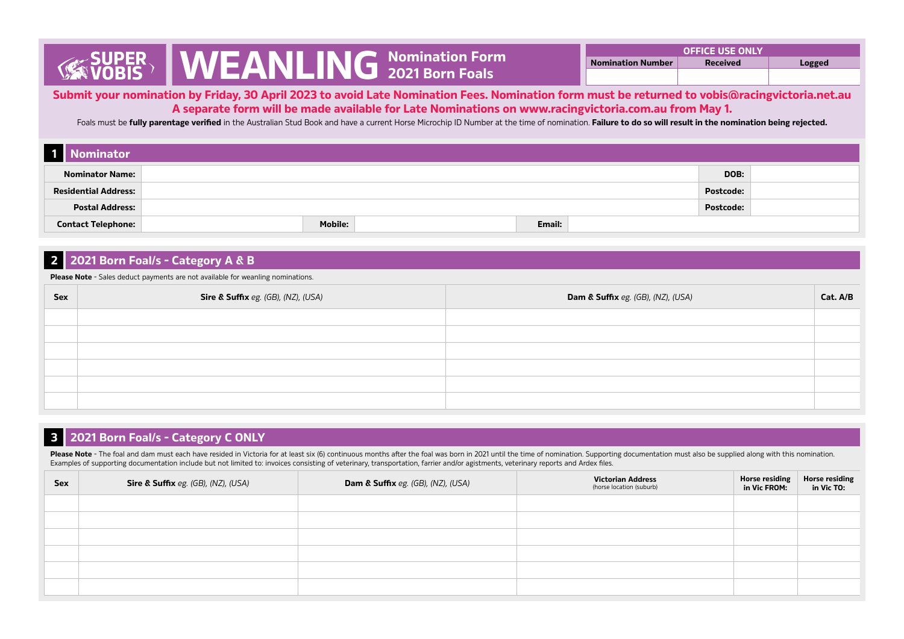# SUPER VOBIS WEANLING Nomination Form 2021 Born Foals

| OFFICE USE ONLY | | |
|---|---|---|
| Nomination Number | Received | Logged |
| | | |

**Submit your nomination by Friday, 30 April 2023 to avoid Late Nomination Fees. Nomination form must be returned to vobis@racingvictoria.net.au**
**A separate form will be made available for Late Nominations on www.racingvictoria.com.au from May 1.**

Foals must be **fully parentage verified** in the Australian Stud Book and have a current Horse Microchip ID Number at the time of nomination. **Failure to do so will result in the nomination being rejected.**

## 1 Nominator

| | | | | | |
|---|---|---|---|---|---|
| **Nominator Name:** | | | | **DOB:** | |
| **Residential Address:** | | | | **Postcode:** | |
| **Postal Address:** | | | | **Postcode:** | |
| **Contact Telephone:** | | **Mobile:** | | **Email:** | |

## 2 2021 Born Foal/s - Category A & B

**Please Note** - Sales deduct payments are not available for weanling nominations.

| Sex | **Sire & Suffix** *eg. (GB), (NZ), (USA)* | **Dam & Suffix** *eg. (GB), (NZ), (USA)* | Cat. A/B |
|---|---|---|---|
| | | | |
| | | | |
| | | | |
| | | | |
| | | | |
| | | | |

## 3 2021 Born Foal/s - Category C ONLY

**Please Note** - The foal and dam must each have resided in Victoria for at least six (6) continuous months after the foal was born in 2021 until the time of nomination. Supporting documentation must also be supplied along with this nomination. Examples of supporting documentation include but not limited to: invoices consisting of veterinary, transportation, farrier and/or agistments, veterinary reports and Ardex files.

| Sex | **Sire & Suffix** *eg. (GB), (NZ), (USA)* | **Dam & Suffix** *eg. (GB), (NZ), (USA)* | **Victorian Address** (horse location (suburb)) | **Horse residing in Vic FROM:** | **Horse residing in Vic TO:** |
|---|---|---|---|---|---|
| | | | | | |
| | | | | | |
| | | | | | |
| | | | | | |
| | | | | | |
| | | | | | |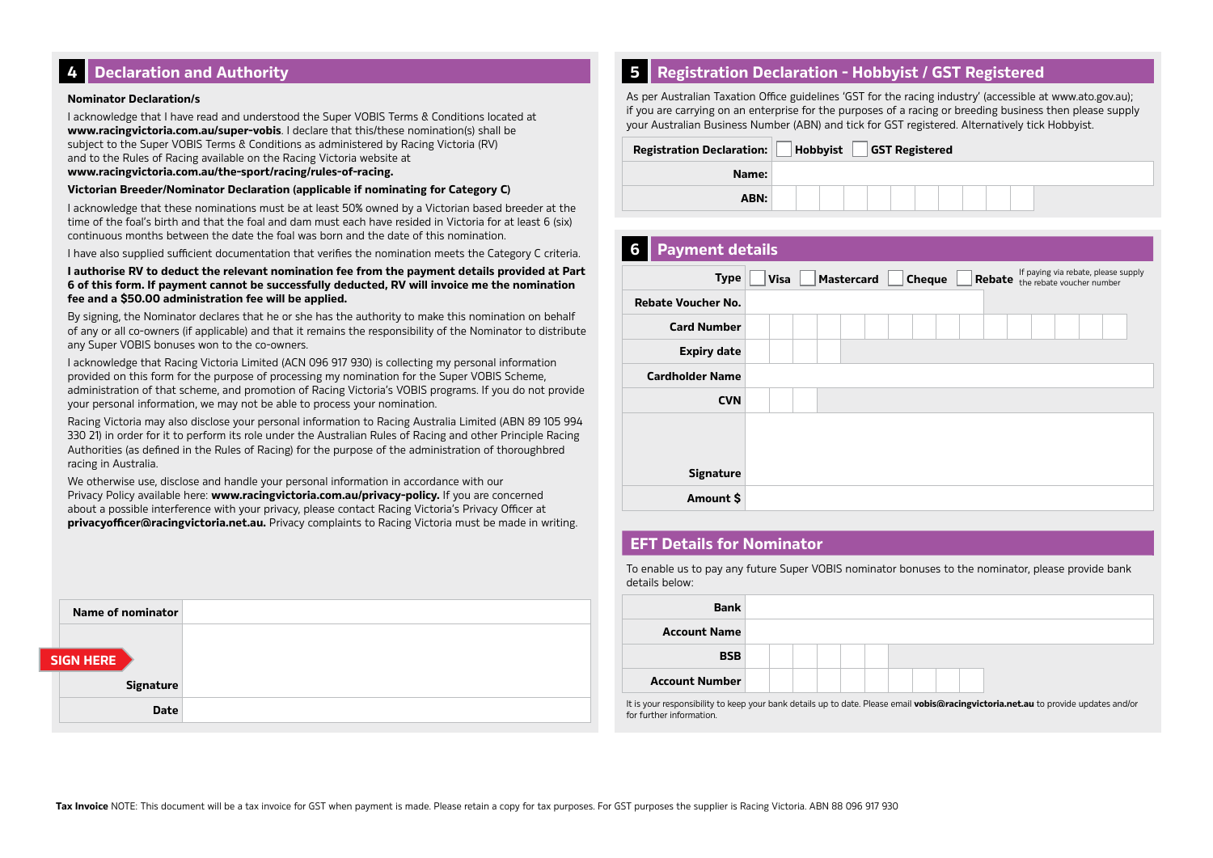## 4 Declaration and Authority

**Nominator Declaration/s**

I acknowledge that I have read and understood the Super VOBIS Terms & Conditions located at **www.racingvictoria.com.au/super-vobis**. I declare that this/these nomination(s) shall be subject to the Super VOBIS Terms & Conditions as administered by Racing Victoria (RV) and to the Rules of Racing available on the Racing Victoria website at **www.racingvictoria.com.au/the-sport/racing/rules-of-racing.**

**Victorian Breeder/Nominator Declaration (applicable if nominating for Category C)**

I acknowledge that these nominations must be at least 50% owned by a Victorian based breeder at the time of the foal's birth and that the foal and dam must each have resided in Victoria for at least 6 (six) continuous months between the date the foal was born and the date of this nomination.

I have also supplied sufficient documentation that verifies the nomination meets the Category C criteria.

**I authorise RV to deduct the relevant nomination fee from the payment details provided at Part 6 of this form. If payment cannot be successfully deducted, RV will invoice me the nomination fee and a $50.00 administration fee will be applied.**

By signing, the Nominator declares that he or she has the authority to make this nomination on behalf of any or all co-owners (if applicable) and that it remains the responsibility of the Nominator to distribute any Super VOBIS bonuses won to the co-owners.

I acknowledge that Racing Victoria Limited (ACN 096 917 930) is collecting my personal information provided on this form for the purpose of processing my nomination for the Super VOBIS Scheme, administration of that scheme, and promotion of Racing Victoria's VOBIS programs. If you do not provide your personal information, we may not be able to process your nomination.

Racing Victoria may also disclose your personal information to Racing Australia Limited (ABN 89 105 994 330 21) in order for it to perform its role under the Australian Rules of Racing and other Principle Racing Authorities (as defined in the Rules of Racing) for the purpose of the administration of thoroughbred racing in Australia.

We otherwise use, disclose and handle your personal information in accordance with our Privacy Policy available here: **www.racingvictoria.com.au/privacy-policy.** If you are concerned about a possible interference with your privacy, please contact Racing Victoria's Privacy Officer at **privacyofficer@racingvictoria.net.au.** Privacy complaints to Racing Victoria must be made in writing.

| | |
|---|---|
| **Name of nominator** | |
| **SIGN HERE** **Signature** | |
| **Date** | |

## 5 Registration Declaration - Hobbyist / GST Registered

As per Australian Taxation Office guidelines 'GST for the racing industry' (accessible at www.ato.gov.au); if you are carrying on an enterprise for the purposes of a racing or breeding business then please supply your Australian Business Number (ABN) and tick for GST registered. Alternatively tick Hobbyist.

| | |
|---|---|
| **Registration Declaration:** | ☐ **Hobbyist** ☐ **GST Registered** |
| **Name:** | |
| **ABN:** | |

## 6 Payment details

| | |
|---|---|
| **Type** | ☐ **Visa** ☐ **Mastercard** ☐ **Cheque** ☐ **Rebate** If paying via rebate, please supply the rebate voucher number |
| **Rebate Voucher No.** | |
| **Card Number** | |
| **Expiry date** | |
| **Cardholder Name** | |
| **CVN** | |
| **Signature** | |
| **Amount $** | |

## EFT Details for Nominator

To enable us to pay any future Super VOBIS nominator bonuses to the nominator, please provide bank details below:

| | |
|---|---|
| **Bank** | |
| **Account Name** | |
| **BSB** | |
| **Account Number** | |

It is your responsibility to keep your bank details up to date. Please email **vobis@racingvictoria.net.au** to provide updates and/or for further information.

**Tax Invoice** NOTE: This document will be a tax invoice for GST when payment is made. Please retain a copy for tax purposes. For GST purposes the supplier is Racing Victoria. ABN 88 096 917 930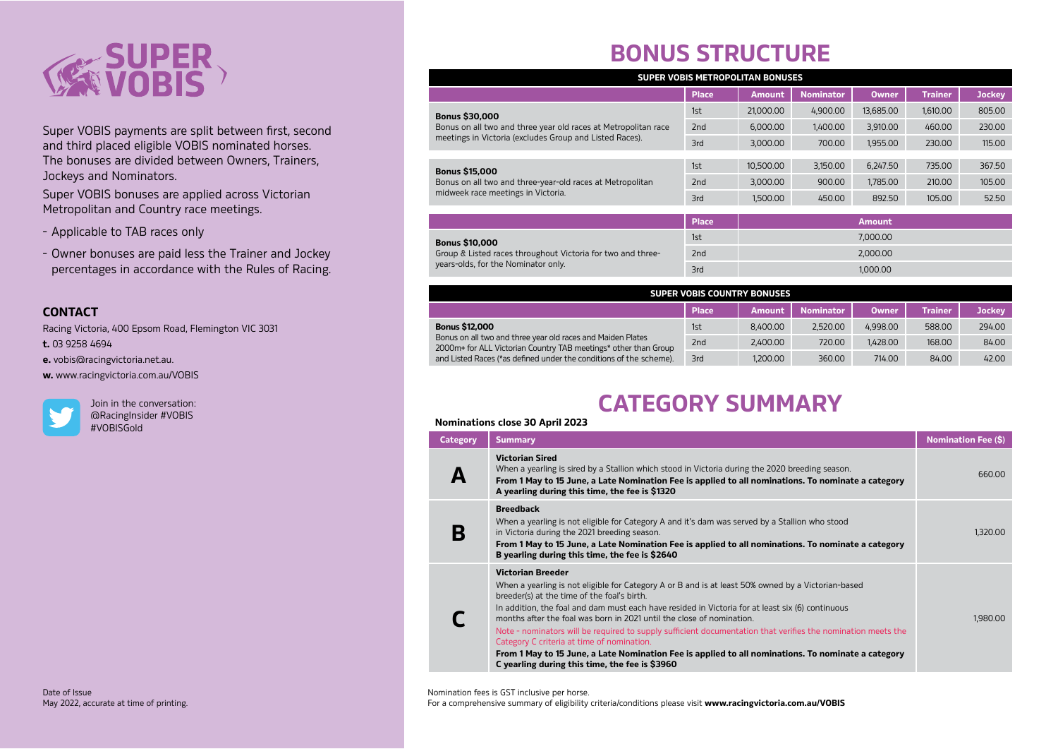# SUPER VOBIS

Super VOBIS payments are split between first, second and third placed eligible VOBIS nominated horses. The bonuses are divided between Owners, Trainers, Jockeys and Nominators.

Super VOBIS bonuses are applied across Victorian Metropolitan and Country race meetings.

- Applicable to TAB races only
- Owner bonuses are paid less the Trainer and Jockey percentages in accordance with the Rules of Racing.

### CONTACT

Racing Victoria, 400 Epsom Road, Flemington VIC 3031

**t.** 03 9258 4694

**e.** vobis@racingvictoria.net.au.

**w.** www.racingvictoria.com.au/VOBIS

Join in the conversation: @RacingInsider #VOBIS #VOBISGold

Date of Issue
May 2022, accurate at time of printing.

# BONUS STRUCTURE

**SUPER VOBIS METROPOLITAN BONUSES**

| | Place | Amount | Nominator | Owner | Trainer | Jockey |
|---|---|---|---|---|---|---|
| **Bonus $30,000** Bonus on all two and three year old races at Metropolitan race meetings in Victoria (excludes Group and Listed Races). | 1st | 21,000.00 | 4,900.00 | 13,685.00 | 1,610.00 | 805.00 |
| | 2nd | 6,000.00 | 1,400.00 | 3,910.00 | 460.00 | 230.00 |
| | 3rd | 3,000.00 | 700.00 | 1,955.00 | 230.00 | 115.00 |
| **Bonus $15,000** Bonus on all two and three-year-old races at Metropolitan midweek race meetings in Victoria. | 1st | 10,500.00 | 3,150.00 | 6,247.50 | 735.00 | 367.50 |
| | 2nd | 3,000.00 | 900.00 | 1,785.00 | 210.00 | 105.00 |
| | 3rd | 1,500.00 | 450.00 | 892.50 | 105.00 | 52.50 |

| | Place | Amount |
|---|---|---|
| **Bonus $10,000** Group & Listed races throughout Victoria for two and three-years-olds, for the Nominator only. | 1st | 7,000.00 |
| | 2nd | 2,000.00 |
| | 3rd | 1,000.00 |

**SUPER VOBIS COUNTRY BONUSES**

| | Place | Amount | Nominator | Owner | Trainer | Jockey |
|---|---|---|---|---|---|---|
| **Bonus $12,000** Bonus on all two and three year old races and Maiden Plates 2000m+ for ALL Victorian Country TAB meetings* other than Group and Listed Races (*as defined under the conditions of the scheme). | 1st | 8,400.00 | 2,520.00 | 4,998.00 | 588.00 | 294.00 |
| | 2nd | 2,400.00 | 720.00 | 1,428.00 | 168.00 | 84.00 |
| | 3rd | 1,200.00 | 360.00 | 714.00 | 84.00 | 42.00 |

# CATEGORY SUMMARY

**Nominations close 30 April 2023**

| Category | Summary | Nomination Fee ($) |
|---|---|---|
| **A** | **Victorian Sired** When a yearling is sired by a Stallion which stood in Victoria during the 2020 breeding season. **From 1 May to 15 June, a Late Nomination Fee is applied to all nominations. To nominate a category A yearling during this time, the fee is $1320** | 660.00 |
| **B** | **Breedback** When a yearling is not eligible for Category A and it's dam was served by a Stallion who stood in Victoria during the 2021 breeding season. **From 1 May to 15 June, a Late Nomination Fee is applied to all nominations. To nominate a category B yearling during this time, the fee is $2640** | 1,320.00 |
| **C** | **Victorian Breeder** When a yearling is not eligible for Category A or B and is at least 50% owned by a Victorian-based breeder(s) at the time of the foal's birth. In addition, the foal and dam must each have resided in Victoria for at least six (6) continuous months after the foal was born in 2021 until the close of nomination. Note - nominators will be required to supply sufficient documentation that verifies the nomination meets the Category C criteria at time of nomination. **From 1 May to 15 June, a Late Nomination Fee is applied to all nominations. To nominate a category C yearling during this time, the fee is $3960** | 1,980.00 |

Nomination fees is GST inclusive per horse.
For a comprehensive summary of eligibility criteria/conditions please visit **www.racingvictoria.com.au/VOBIS**